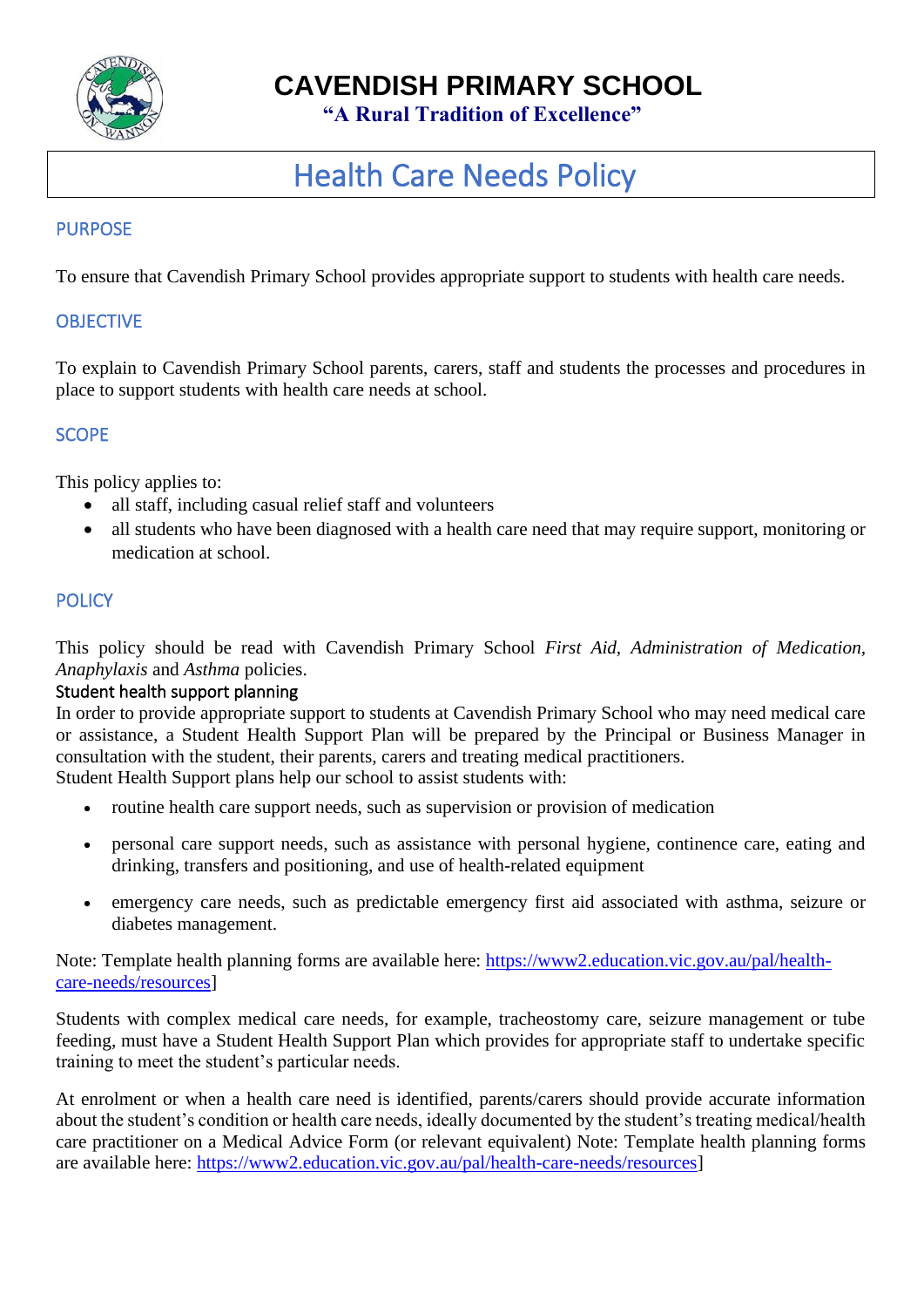# CAVENDISH PRIMARY SCHOOL

**"A Rural Tradition of Excellence"**

# Health Care Needs Policy

## PURPOSE

To ensure that Cavendish Primary School provides appropriate support to students with health care needs.

## OBJECTIVE

To explain to Cavendish Primary School parents, carers, staff and students the processes and procedures in place to support students with health care needs at school.

## SCOPE

This policy applies to:

- all staff, including casual relief staff and volunteers
- all students who have been diagnosed with a health care need that may require support, monitoring or medication at school.

## POLICY

This policy should be read with Cavendish Primary School *First Aid, Administration of Medication, Anaphylaxis* and *Asthma* policies.

### Student health support planning

In order to provide appropriate support to students at Cavendish Primary School who may need medical care or assistance, a Student Health Support Plan will be prepared by the Principal or Business Manager in consultation with the student, their parents, carers and treating medical practitioners.
Student Health Support plans help our school to assist students with:

- routine health care support needs, such as supervision or provision of medication
- personal care support needs, such as assistance with personal hygiene, continence care, eating and drinking, transfers and positioning, and use of health-related equipment
- emergency care needs, such as predictable emergency first aid associated with asthma, seizure or diabetes management.

Note: Template health planning forms are available here: [https://www2.education.vic.gov.au/pal/health-care-needs/resources](https://www2.education.vic.gov.au/pal/health-care-needs/resources)]

Students with complex medical care needs, for example, tracheostomy care, seizure management or tube feeding, must have a Student Health Support Plan which provides for appropriate staff to undertake specific training to meet the student's particular needs.

At enrolment or when a health care need is identified, parents/carers should provide accurate information about the student's condition or health care needs, ideally documented by the student's treating medical/health care practitioner on a Medical Advice Form (or relevant equivalent) Note: Template health planning forms are available here: [https://www2.education.vic.gov.au/pal/health-care-needs/resources](https://www2.education.vic.gov.au/pal/health-care-needs/resources)]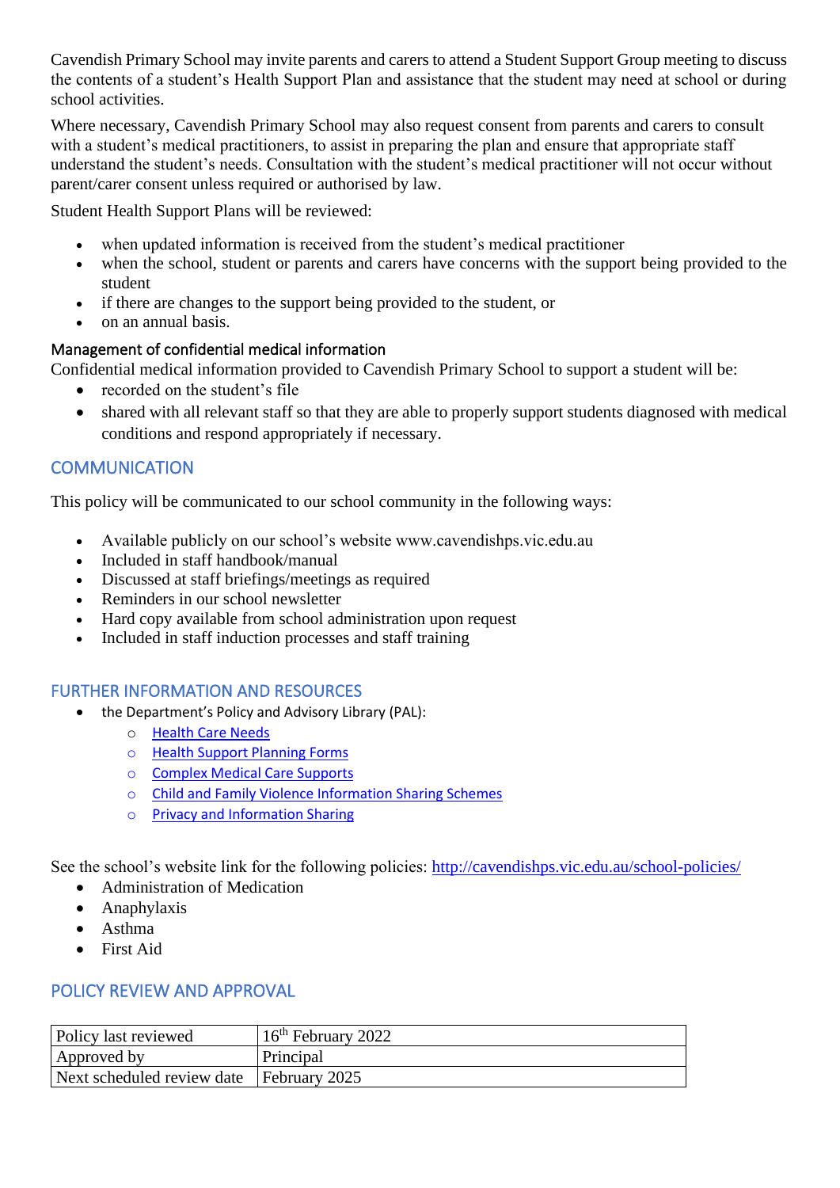Cavendish Primary School may invite parents and carers to attend a Student Support Group meeting to discuss the contents of a student's Health Support Plan and assistance that the student may need at school or during school activities.

Where necessary, Cavendish Primary School may also request consent from parents and carers to consult with a student's medical practitioners, to assist in preparing the plan and ensure that appropriate staff understand the student's needs. Consultation with the student's medical practitioner will not occur without parent/carer consent unless required or authorised by law.

Student Health Support Plans will be reviewed:

- when updated information is received from the student's medical practitioner
- when the school, student or parents and carers have concerns with the support being provided to the student
- if there are changes to the support being provided to the student, or
- on an annual basis.

### Management of confidential medical information

Confidential medical information provided to Cavendish Primary School to support a student will be:

- recorded on the student's file
- shared with all relevant staff so that they are able to properly support students diagnosed with medical conditions and respond appropriately if necessary.

## COMMUNICATION

This policy will be communicated to our school community in the following ways:

- Available publicly on our school's website www.cavendishps.vic.edu.au
- Included in staff handbook/manual
- Discussed at staff briefings/meetings as required
- Reminders in our school newsletter
- Hard copy available from school administration upon request
- Included in staff induction processes and staff training

## FURTHER INFORMATION AND RESOURCES

- the Department's Policy and Advisory Library (PAL):
  - Health Care Needs
  - Health Support Planning Forms
  - Complex Medical Care Supports
  - Child and Family Violence Information Sharing Schemes
  - Privacy and Information Sharing

See the school's website link for the following policies: http://cavendishps.vic.edu.au/school-policies/

- Administration of Medication
- Anaphylaxis
- Asthma
- First Aid

## POLICY REVIEW AND APPROVAL

| | |
|---|---|
| Policy last reviewed | 16th February 2022 |
| Approved by | Principal |
| Next scheduled review date | February 2025 |